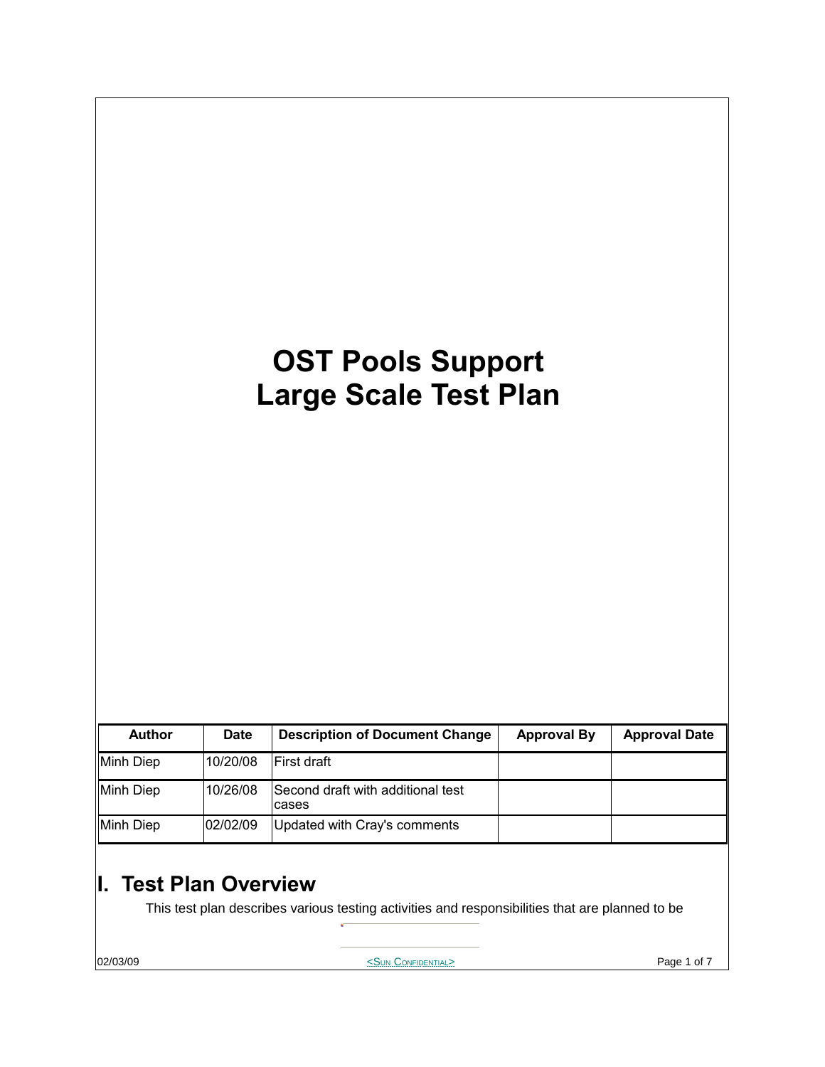# OST Pools Support
# Large Scale Test Plan

| Author | Date | Description of Document Change | Approval By | Approval Date |
|---|---|---|---|---|
| Minh Diep | 10/20/08 | First draft | | |
| Minh Diep | 10/26/08 | Second draft with additional test cases | | |
| Minh Diep | 02/02/09 | Updated with Cray's comments | | |

## I. Test Plan Overview

This test plan describes various testing activities and responsibilities that are planned to be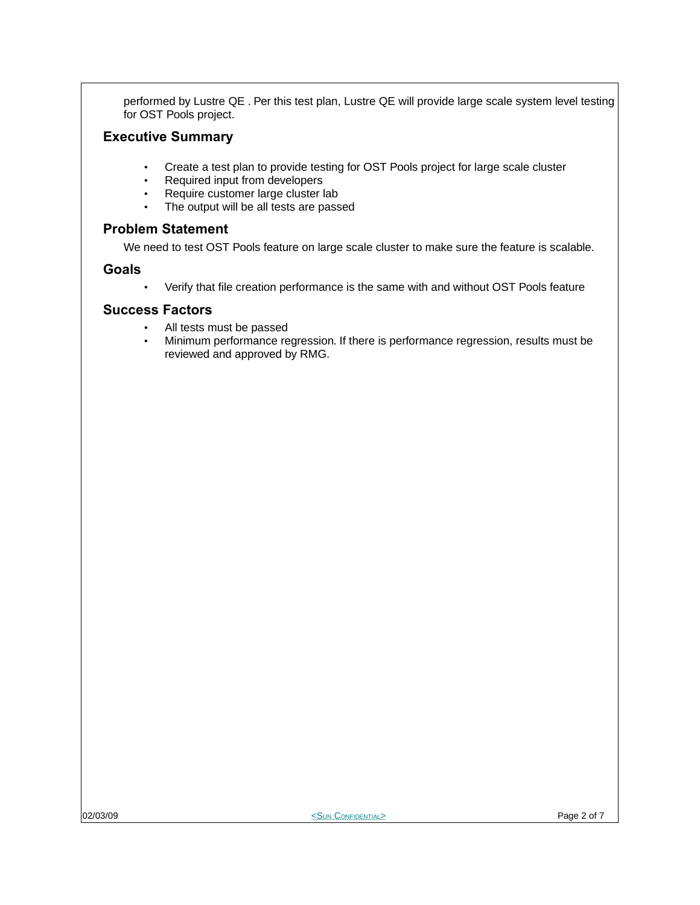performed by Lustre QE . Per this test plan, Lustre QE will provide large scale system level testing for OST Pools project.

## Executive Summary

- Create a test plan to provide testing for OST Pools project for large scale cluster
- Required input from developers
- Require customer large cluster lab
- The output will be all tests are passed

## Problem Statement

We need to test OST Pools feature on large scale cluster to make sure the feature is scalable.

## Goals

- Verify that file creation performance is the same with and without OST Pools feature

## Success Factors

- All tests must be passed
- Minimum performance regression. If there is performance regression, results must be reviewed and approved by RMG.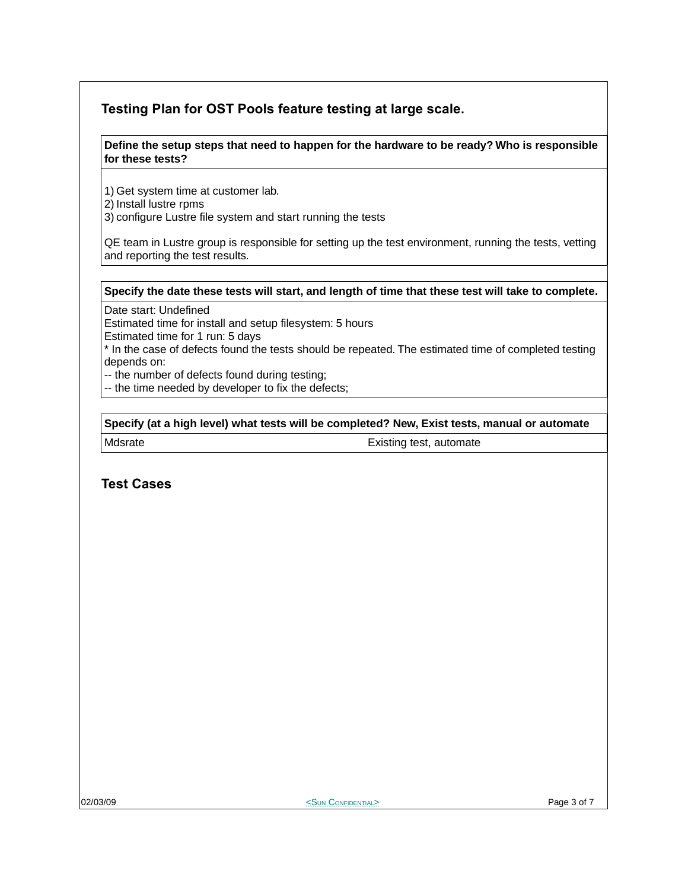# Testing Plan for OST Pools feature testing at large scale.

| **Define the setup steps that need to happen for the hardware to be ready? Who is responsible for these tests?** |
|---|
| 1) Get system time at customer lab.<br>2) Install lustre rpms<br>3) configure Lustre file system and start running the tests<br><br>QE team in Lustre group is responsible for setting up the test environment, running the tests, vetting and reporting the test results. |

| **Specify the date these tests will start, and length of time that these test will take to complete.** |
|---|
| Date start: Undefined<br>Estimated time for install and setup filesystem: 5 hours<br>Estimated time for 1 run: 5 days<br>* In the case of defects found the tests should be repeated. The estimated time of completed testing depends on:<br>-- the number of defects found during testing;<br>-- the time needed by developer to fix the defects; |

| **Specify (at a high level) what tests will be completed? New, Exist tests, manual or automate** | |
|---|---|
| Mdsrate | Existing test, automate |

## Test Cases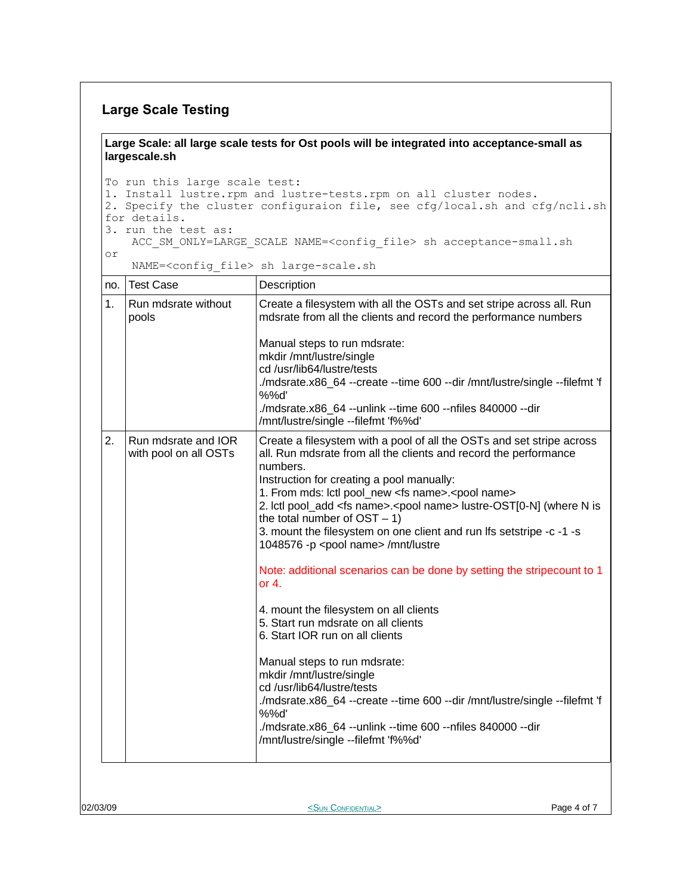## Large Scale Testing

**Large Scale: all large scale tests for Ost pools will be integrated into acceptance-small as largescale.sh**

```
To run this large scale test:
1. Install lustre.rpm and lustre-tests.rpm on all cluster nodes.
2. Specify the cluster configuraion file, see cfg/local.sh and cfg/ncli.sh
for details.
3. run the test as:
    ACC_SM_ONLY=LARGE_SCALE NAME=<config_file> sh acceptance-small.sh
or
    NAME=<config_file> sh large-scale.sh
```

| no. | Test Case | Description |
|---|---|---|
| 1. | Run mdsrate without pools | Create a filesystem with all the OSTs and set stripe across all. Run mdsrate from all the clients and record the performance numbers<br><br>Manual steps to run mdsrate:<br>mkdir /mnt/lustre/single<br>cd /usr/lib64/lustre/tests<br>./mdsrate.x86_64 --create --time 600 --dir /mnt/lustre/single --filefmt 'f%%d'<br>./mdsrate.x86_64 --unlink --time 600 --nfiles 840000 --dir /mnt/lustre/single --filefmt 'f%%d' |
| 2. | Run mdsrate and IOR with pool on all OSTs | Create a filesystem with a pool of all the OSTs and set stripe across all. Run mdsrate from all the clients and record the performance numbers.<br>Instruction for creating a pool manually:<br>1. From mds: lctl pool_new <fs name>.<pool name><br>2. lctl pool_add <fs name>.<pool name> lustre-OST[0-N] (where N is the total number of OST – 1)<br>3. mount the filesystem on one client and run lfs setstripe -c -1 -s 1048576 -p <pool name> /mnt/lustre<br><br>Note: additional scenarios can be done by setting the stripecount to 1 or 4.<br><br>4. mount the filesystem on all clients<br>5. Start run mdsrate on all clients<br>6. Start IOR run on all clients<br><br>Manual steps to run mdsrate:<br>mkdir /mnt/lustre/single<br>cd /usr/lib64/lustre/tests<br>./mdsrate.x86_64 --create --time 600 --dir /mnt/lustre/single --filefmt 'f%%d'<br>./mdsrate.x86_64 --unlink --time 600 --nfiles 840000 --dir /mnt/lustre/single --filefmt 'f%%d' |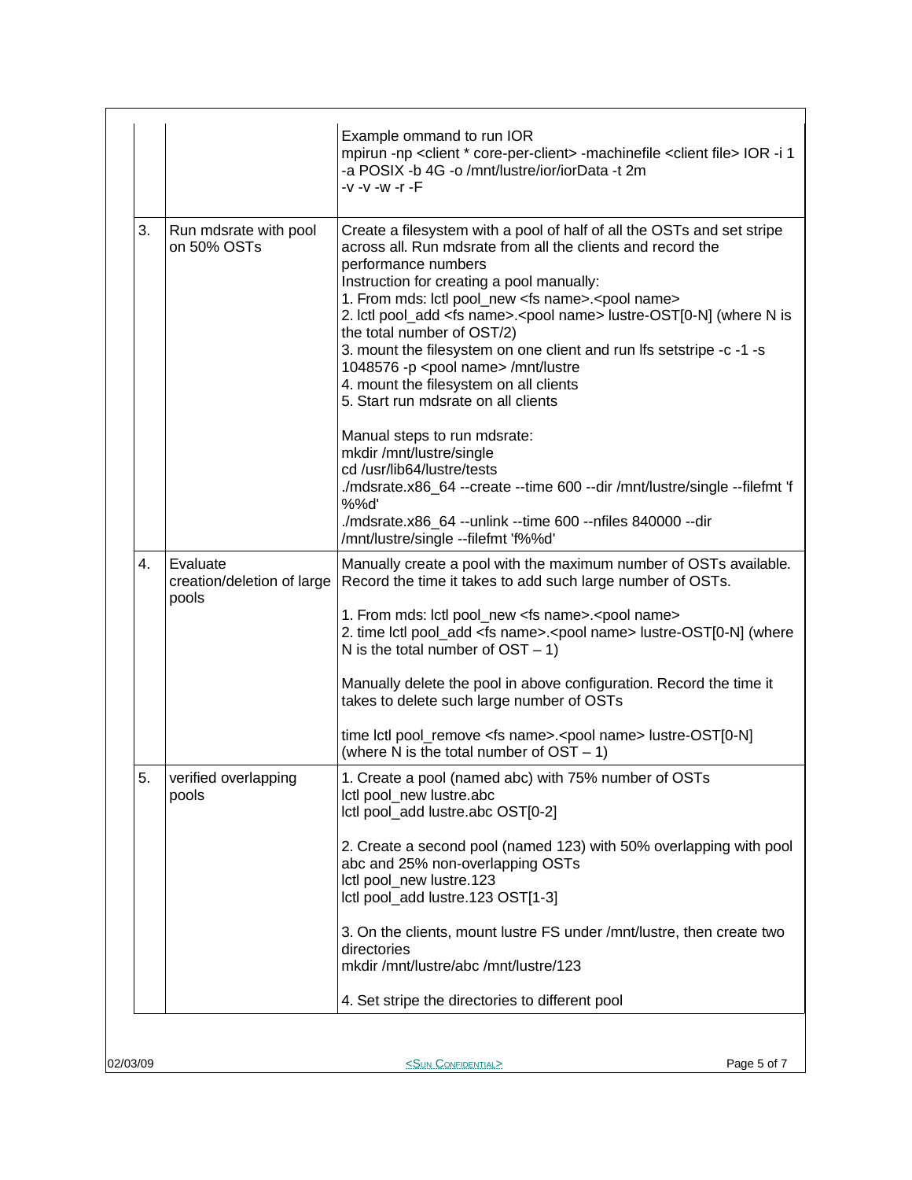| | | |
|---|---|---|
| | | Example ommand to run IOR<br>mpirun -np <client * core-per-client> -machinefile <client file> IOR -i 1 -a POSIX -b 4G -o /mnt/lustre/ior/iorData -t 2m<br>-v -v -w -r -F |
| 3. | Run mdsrate with pool on 50% OSTs | Create a filesystem with a pool of half of all the OSTs and set stripe across all. Run mdsrate from all the clients and record the performance numbers<br>Instruction for creating a pool manually:<br>1. From mds: lctl pool_new <fs name>.<pool name><br>2. lctl pool_add <fs name>.<pool name> lustre-OST[0-N] (where N is the total number of OST/2)<br>3. mount the filesystem on one client and run lfs setstripe -c -1 -s 1048576 -p <pool name> /mnt/lustre<br>4. mount the filesystem on all clients<br>5. Start run mdsrate on all clients<br><br>Manual steps to run mdsrate:<br>mkdir /mnt/lustre/single<br>cd /usr/lib64/lustre/tests<br>./mdsrate.x86_64 --create --time 600 --dir /mnt/lustre/single --filefmt 'f%%d'<br>./mdsrate.x86_64 --unlink --time 600 --nfiles 840000 --dir /mnt/lustre/single --filefmt 'f%%d' |
| 4. | Evaluate creation/deletion of large pools | Manually create a pool with the maximum number of OSTs available. Record the time it takes to add such large number of OSTs.<br><br>1. From mds: lctl pool_new <fs name>.<pool name><br>2. time lctl pool_add <fs name>.<pool name> lustre-OST[0-N] (where N is the total number of OST – 1)<br><br>Manually delete the pool in above configuration. Record the time it takes to delete such large number of OSTs<br><br>time lctl pool_remove <fs name>.<pool name> lustre-OST[0-N] (where N is the total number of OST – 1) |
| 5. | verified overlapping pools | 1. Create a pool (named abc) with 75% number of OSTs<br>lctl pool_new lustre.abc<br>lctl pool_add lustre.abc OST[0-2]<br><br>2. Create a second pool (named 123) with 50% overlapping with pool abc and 25% non-overlapping OSTs<br>lctl pool_new lustre.123<br>lctl pool_add lustre.123 OST[1-3]<br><br>3. On the clients, mount lustre FS under /mnt/lustre, then create two directories<br>mkdir /mnt/lustre/abc /mnt/lustre/123<br><br>4. Set stripe the directories to different pool |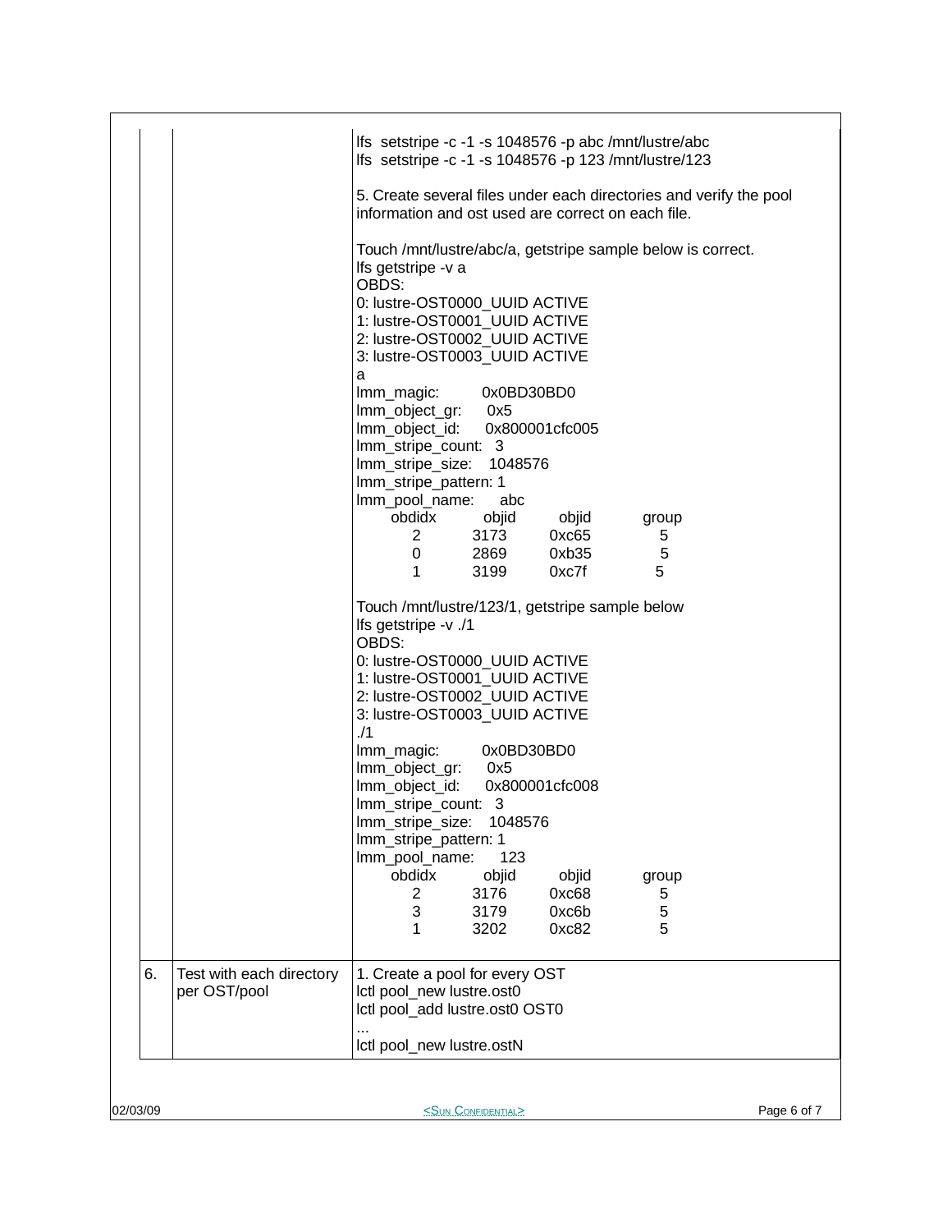| | | |
|---|---|---|
| | | lfs setstripe -c -1 -s 1048576 -p abc /mnt/lustre/abc<br>lfs setstripe -c -1 -s 1048576 -p 123 /mnt/lustre/123<br><br>5. Create several files under each directories and verify the pool information and ost used are correct on each file.<br><br>Touch /mnt/lustre/abc/a, getstripe sample below is correct.<br>lfs getstripe -v a<br>OBDS:<br>0: lustre-OST0000_UUID ACTIVE<br>1: lustre-OST0001_UUID ACTIVE<br>2: lustre-OST0002_UUID ACTIVE<br>3: lustre-OST0003_UUID ACTIVE<br>a<br>lmm_magic: 0x0BD30BD0<br>lmm_object_gr: 0x5<br>lmm_object_id: 0x800001cfc005<br>lmm_stripe_count: 3<br>lmm_stripe_size: 1048576<br>lmm_stripe_pattern: 1<br>lmm_pool_name: abc<br>obdidx objid objid group<br>2 3173 0xc65 5<br>0 2869 0xb35 5<br>1 3199 0xc7f 5<br><br>Touch /mnt/lustre/123/1, getstripe sample below<br>lfs getstripe -v ./1<br>OBDS:<br>0: lustre-OST0000_UUID ACTIVE<br>1: lustre-OST0001_UUID ACTIVE<br>2: lustre-OST0002_UUID ACTIVE<br>3: lustre-OST0003_UUID ACTIVE<br>./1<br>lmm_magic: 0x0BD30BD0<br>lmm_object_gr: 0x5<br>lmm_object_id: 0x800001cfc008<br>lmm_stripe_count: 3<br>lmm_stripe_size: 1048576<br>lmm_stripe_pattern: 1<br>lmm_pool_name: 123<br>obdidx objid objid group<br>2 3176 0xc68 5<br>3 3179 0xc6b 5<br>1 3202 0xc82 5 |
| 6. | Test with each directory per OST/pool | 1. Create a pool for every OST<br>lctl pool_new lustre.ost0<br>lctl pool_add lustre.ost0 OST0<br>...<br>lctl pool_new lustre.ostN |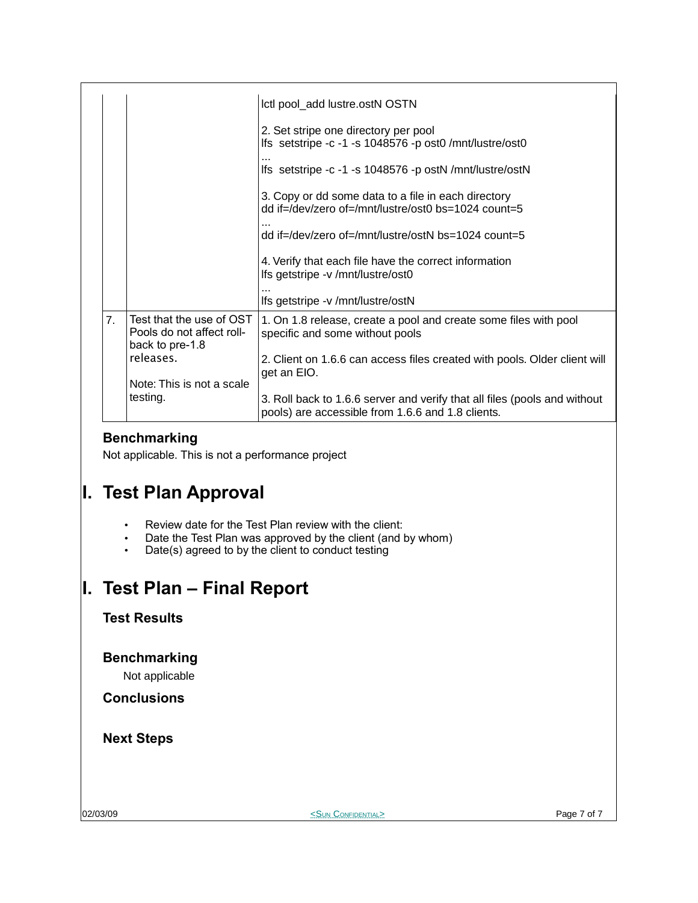| | | |
|---|---|---|
| | | lctl pool_add lustre.ostN OSTN<br><br>2. Set stripe one directory per pool<br>lfs setstripe -c -1 -s 1048576 -p ost0 /mnt/lustre/ost0<br>...<br>lfs setstripe -c -1 -s 1048576 -p ostN /mnt/lustre/ostN<br><br>3. Copy or dd some data to a file in each directory<br>dd if=/dev/zero of=/mnt/lustre/ost0 bs=1024 count=5<br>...<br>dd if=/dev/zero of=/mnt/lustre/ostN bs=1024 count=5<br><br>4. Verify that each file have the correct information<br>lfs getstripe -v /mnt/lustre/ost0<br>...<br>lfs getstripe -v /mnt/lustre/ostN |
| 7. | Test that the use of OST Pools do not affect roll-back to pre-1.8 releases.<br><br>Note: This is not a scale testing. | 1. On 1.8 release, create a pool and create some files with pool specific and some without pools<br><br>2. Client on 1.6.6 can access files created with pools. Older client will get an EIO.<br><br>3. Roll back to 1.6.6 server and verify that all files (pools and without pools) are accessible from 1.6.6 and 1.8 clients. |

### Benchmarking

Not applicable. This is not a performance project

# I. Test Plan Approval

- Review date for the Test Plan review with the client:
- Date the Test Plan was approved by the client (and by whom)
- Date(s) agreed to by the client to conduct testing

# I. Test Plan – Final Report

### Test Results

### Benchmarking

Not applicable

### Conclusions

### Next Steps